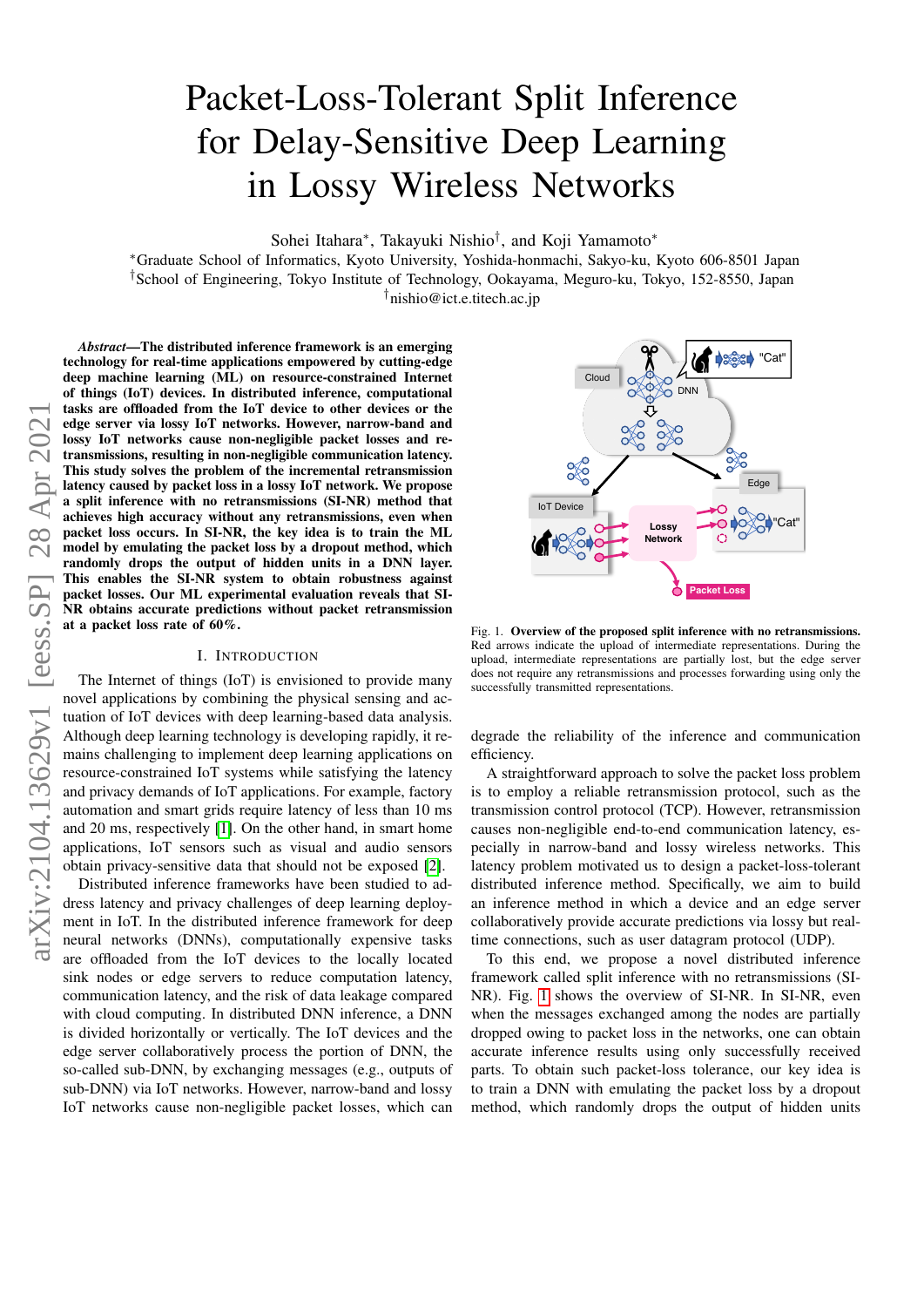# Packet-Loss-Tolerant Split Inference for Delay-Sensitive Deep Learning in Lossy Wireless Networks

Sohei Itahara*, Takayuki Nishio†, and Koji Yamamoto*

*Graduate School of Informatics, Kyoto University, Yoshida-honmachi, Sakyo-ku, Kyoto 606-8501 Japan
†School of Engineering, Tokyo Institute of Technology, Ookayama, Meguro-ku, Tokyo, 152-8550, Japan
†nishio@ict.e.titech.ac.jp

***Abstract*—The distributed inference framework is an emerging technology for real-time applications empowered by cutting-edge deep machine learning (ML) on resource-constrained Internet of things (IoT) devices. In distributed inference, computational tasks are offloaded from the IoT device to other devices or the edge server via lossy IoT networks. However, narrow-band and lossy IoT networks cause non-negligible packet losses and retransmissions, resulting in non-negligible communication latency. This study solves the problem of the incremental retransmission latency caused by packet loss in a lossy IoT network. We propose a split inference with no retransmissions (SI-NR) method that achieves high accuracy without any retransmissions, even when packet loss occurs. In SI-NR, the key idea is to train the ML model by emulating the packet loss by a dropout method, which randomly drops the output of hidden units in a DNN layer. This enables the SI-NR system to obtain robustness against packet losses. Our ML experimental evaluation reveals that SI-NR obtains accurate predictions without packet retransmission at a packet loss rate of 60%.**

## I. Introduction

The Internet of things (IoT) is envisioned to provide many novel applications by combining the physical sensing and actuation of IoT devices with deep learning-based data analysis. Although deep learning technology is developing rapidly, it remains challenging to implement deep learning applications on resource-constrained IoT systems while satisfying the latency and privacy demands of IoT applications. For example, factory automation and smart grids require latency of less than 10 ms and 20 ms, respectively [1]. On the other hand, in smart home applications, IoT sensors such as visual and audio sensors obtain privacy-sensitive data that should not be exposed [2].

Distributed inference frameworks have been studied to address latency and privacy challenges of deep learning deployment in IoT. In the distributed inference framework for deep neural networks (DNNs), computationally expensive tasks are offloaded from the IoT devices to the locally located sink nodes or edge servers to reduce computation latency, communication latency, and the risk of data leakage compared with cloud computing. In distributed DNN inference, a DNN is divided horizontally or vertically. The IoT devices and the edge server collaboratively process the portion of DNN, the so-called sub-DNN, by exchanging messages (e.g., outputs of sub-DNN) via IoT networks. However, narrow-band and lossy IoT networks cause non-negligible packet losses, which can degrade the reliability of the inference and communication efficiency.

Fig. 1. **Overview of the proposed split inference with no retransmissions.** Red arrows indicate the upload of intermediate representations. During the upload, intermediate representations are partially lost, but the edge server does not require any retransmissions and processes forwarding using only the successfully transmitted representations.

A straightforward approach to solve the packet loss problem is to employ a reliable retransmission protocol, such as the transmission control protocol (TCP). However, retransmission causes non-negligible end-to-end communication latency, especially in narrow-band and lossy wireless networks. This latency problem motivated us to design a packet-loss-tolerant distributed inference method. Specifically, we aim to build an inference method in which a device and an edge server collaboratively provide accurate predictions via lossy but real-time connections, such as user datagram protocol (UDP).

To this end, we propose a novel distributed inference framework called split inference with no retransmissions (SI-NR). Fig. 1 shows the overview of SI-NR. In SI-NR, even when the messages exchanged among the nodes are partially dropped owing to packet loss in the networks, one can obtain accurate inference results using only successfully received parts. To obtain such packet-loss tolerance, our key idea is to train a DNN with emulating the packet loss by a dropout method, which randomly drops the output of hidden units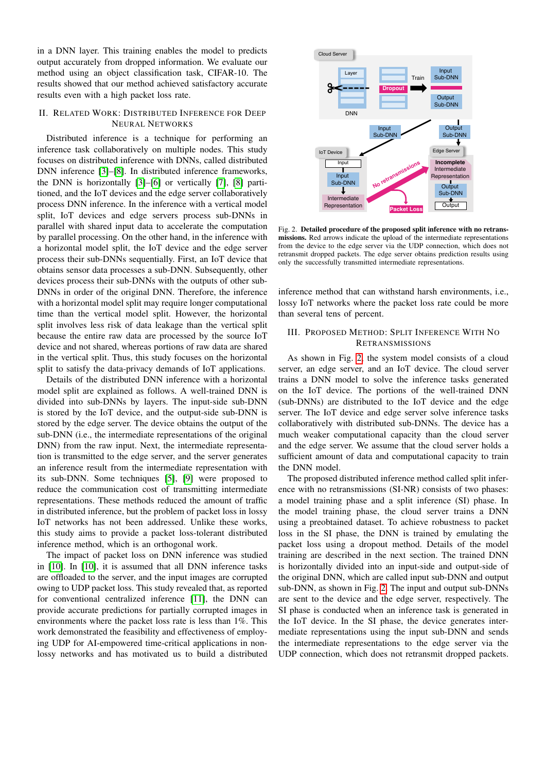in a DNN layer. This training enables the model to predicts output accurately from dropped information. We evaluate our method using an object classification task, CIFAR-10. The results showed that our method achieved satisfactory accurate results even with a high packet loss rate.

## II. Related Work: Distributed Inference for Deep Neural Networks

Distributed inference is a technique for performing an inference task collaboratively on multiple nodes. This study focuses on distributed inference with DNNs, called distributed DNN inference [3]–[8]. In distributed inference frameworks, the DNN is horizontally [3]–[6] or vertically [7], [8] partitioned, and the IoT devices and the edge server collaboratively process DNN inference. In the inference with a vertical model split, IoT devices and edge servers process sub-DNNs in parallel with shared input data to accelerate the computation by parallel processing. On the other hand, in the inference with a horizontal model split, the IoT device and the edge server process their sub-DNNs sequentially. First, an IoT device that obtains sensor data processes a sub-DNN. Subsequently, other devices process their sub-DNNs with the outputs of other sub-DNNs in order of the original DNN. Therefore, the inference with a horizontal model split may require longer computational time than the vertical model split. However, the horizontal split involves less risk of data leakage than the vertical split because the entire raw data are processed by the source IoT device and not shared, whereas portions of raw data are shared in the vertical split. Thus, this study focuses on the horizontal split to satisfy the data-privacy demands of IoT applications.

Details of the distributed DNN inference with a horizontal model split are explained as follows. A well-trained DNN is divided into sub-DNNs by layers. The input-side sub-DNN is stored by the IoT device, and the output-side sub-DNN is stored by the edge server. The device obtains the output of the sub-DNN (i.e., the intermediate representations of the original DNN) from the raw input. Next, the intermediate representation is transmitted to the edge server, and the server generates an inference result from the intermediate representation with its sub-DNN. Some techniques [5], [9] were proposed to reduce the communication cost of transmitting intermediate representations. These methods reduced the amount of traffic in distributed inference, but the problem of packet loss in lossy IoT networks has not been addressed. Unlike these works, this study aims to provide a packet loss-tolerant distributed inference method, which is an orthogonal work.

The impact of packet loss on DNN inference was studied in [10]. In [10], it is assumed that all DNN inference tasks are offloaded to the server, and the input images are corrupted owing to UDP packet loss. This study revealed that, as reported for conventional centralized inference [11], the DNN can provide accurate predictions for partially corrupted images in environments where the packet loss rate is less than 1%. This work demonstrated the feasibility and effectiveness of employing UDP for AI-empowered time-critical applications in non-lossy networks and has motivated us to build a distributed inference method that can withstand harsh environments, i.e., lossy IoT networks where the packet loss rate could be more than several tens of percent.

Fig. 2. **Detailed procedure of the proposed split inference with no retransmissions.** Red arrows indicate the upload of the intermediate representations from the device to the edge server via the UDP connection, which does not retransmit dropped packets. The edge server obtains prediction results using only the successfully transmitted intermediate representations.

## III. Proposed Method: Split Inference With No Retransmissions

As shown in Fig. 2, the system model consists of a cloud server, an edge server, and an IoT device. The cloud server trains a DNN model to solve the inference tasks generated on the IoT device. The portions of the well-trained DNN (sub-DNNs) are distributed to the IoT device and the edge server. The IoT device and edge server solve inference tasks collaboratively with distributed sub-DNNs. The device has a much weaker computational capacity than the cloud server and the edge server. We assume that the cloud server holds a sufficient amount of data and computational capacity to train the DNN model.

The proposed distributed inference method called split inference with no retransmissions (SI-NR) consists of two phases: a model training phase and a split inference (SI) phase. In the model training phase, the cloud server trains a DNN using a preobtained dataset. To achieve robustness to packet loss in the SI phase, the DNN is trained by emulating the packet loss using a dropout method. Details of the model training are described in the next section. The trained DNN is horizontally divided into an input-side and output-side of the original DNN, which are called input sub-DNN and output sub-DNN, as shown in Fig. 2. The input and output sub-DNNs are sent to the device and the edge server, respectively. The SI phase is conducted when an inference task is generated in the IoT device. In the SI phase, the device generates intermediate representations using the input sub-DNN and sends the intermediate representations to the edge server via the UDP connection, which does not retransmit dropped packets.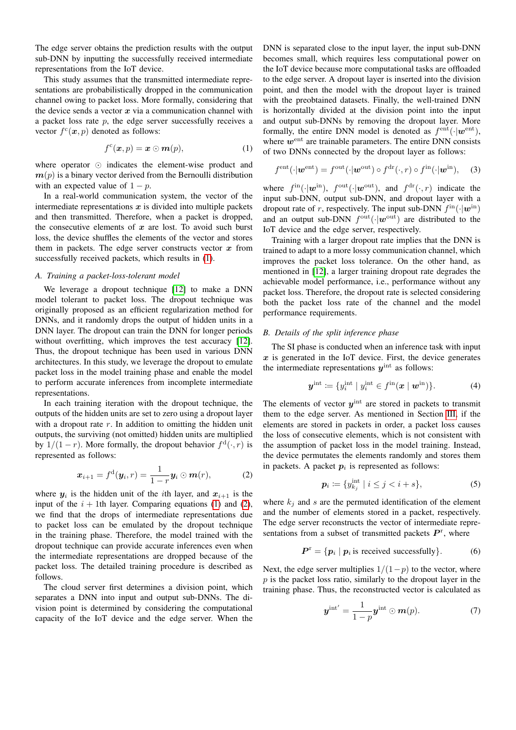The edge server obtains the prediction results with the output sub-DNN by inputting the successfully received intermediate representations from the IoT device.

This study assumes that the transmitted intermediate representations are probabilistically dropped in the communication channel owing to packet loss. More formally, considering that the device sends a vector $\boldsymbol{x}$ via a communication channel with a packet loss rate $p$, the edge server successfully receives a vector $f^{\mathrm{c}}(\boldsymbol{x}, p)$ denoted as follows:

$$f^{\mathrm{c}}(\boldsymbol{x}, p) = \boldsymbol{x} \odot \boldsymbol{m}(p), \tag{1}$$

where operator $\odot$ indicates the element-wise product and $\boldsymbol{m}(p)$ is a binary vector derived from the Bernoulli distribution with an expected value of $1-p$.

In a real-world communication system, the vector of the intermediate representations $\boldsymbol{x}$ is divided into multiple packets and then transmitted. Therefore, when a packet is dropped, the consecutive elements of $\boldsymbol{x}$ are lost. To avoid such burst loss, the device shuffles the elements of the vector and stores them in packets. The edge server constructs vector $\boldsymbol{x}$ from successfully received packets, which results in (1).

### A. Training a packet-loss-tolerant model

We leverage a dropout technique [12] to make a DNN model tolerant to packet loss. The dropout technique was originally proposed as an efficient regularization method for DNNs, and it randomly drops the output of hidden units in a DNN layer. The dropout can train the DNN for longer periods without overfitting, which improves the test accuracy [12]. Thus, the dropout technique has been used in various DNN architectures. In this study, we leverage the dropout to emulate packet loss in the model training phase and enable the model to perform accurate inferences from incomplete intermediate representations.

In each training iteration with the dropout technique, the outputs of the hidden units are set to zero using a dropout layer with a dropout rate $r$. In addition to omitting the hidden unit outputs, the surviving (not omitted) hidden units are multiplied by $1/(1-r)$. More formally, the dropout behavior $f^{\mathrm{d}}(\cdot, r)$ is represented as follows:

$$\boldsymbol{x}_{i+1} = f^{\mathrm{d}}(\boldsymbol{y}_i, r) = \frac{1}{1-r}\boldsymbol{y}_i \odot \boldsymbol{m}(r), \tag{2}$$

where $\boldsymbol{y}_i$ is the hidden unit of the $i$th layer, and $\boldsymbol{x}_{i+1}$ is the input of the $i+1$th layer. Comparing equations (1) and (2), we find that the drops of intermediate representations due to packet loss can be emulated by the dropout technique in the training phase. Therefore, the model trained with the dropout technique can provide accurate inferences even when the intermediate representations are dropped because of the packet loss. The detailed training procedure is described as follows.

The cloud server first determines a division point, which separates a DNN into input and output sub-DNNs. The division point is determined by considering the computational capacity of the IoT device and the edge server. When the DNN is separated close to the input layer, the input sub-DNN becomes small, which requires less computational power on the IoT device because more computational tasks are offloaded to the edge server. A dropout layer is inserted into the division point, and then the model with the dropout layer is trained with the preobtained datasets. Finally, the well-trained DNN is horizontally divided at the division point into the input and output sub-DNNs by removing the dropout layer. More formally, the entire DNN model is denoted as $f^{\mathrm{ent}}(\cdot|\boldsymbol{w}^{\mathrm{ent}})$, where $\boldsymbol{w}^{\mathrm{ent}}$ are trainable parameters. The entire DNN consists of two DNNs connected by the dropout layer as follows:

$$f^{\mathrm{ent}}(\cdot|\boldsymbol{w}^{\mathrm{ent}}) = f^{\mathrm{out}}(\cdot|\boldsymbol{w}^{\mathrm{out}}) \circ f^{\mathrm{dr}}(\cdot, r) \circ f^{\mathrm{in}}(\cdot|\boldsymbol{w}^{\mathrm{in}}), \tag{3}$$

where $f^{\mathrm{in}}(\cdot|\boldsymbol{w}^{\mathrm{in}})$, $f^{\mathrm{out}}(\cdot|\boldsymbol{w}^{\mathrm{out}})$, and $f^{\mathrm{dr}}(\cdot, r)$ indicate the input sub-DNN, output sub-DNN, and dropout layer with a dropout rate of $r$, respectively. The input sub-DNN $f^{\mathrm{in}}(\cdot|\boldsymbol{w}^{\mathrm{in}})$ and an output sub-DNN $f^{\mathrm{out}}(\cdot|\boldsymbol{w}^{\mathrm{out}})$ are distributed to the IoT device and the edge server, respectively.

Training with a larger dropout rate implies that the DNN is trained to adapt to a more lossy communication channel, which improves the packet loss tolerance. On the other hand, as mentioned in [12], a larger training dropout rate degrades the achievable model performance, i.e., performance without any packet loss. Therefore, the dropout rate is selected considering both the packet loss rate of the channel and the model performance requirements.

### B. Details of the split inference phase

The SI phase is conducted when an inference task with input $\boldsymbol{x}$ is generated in the IoT device. First, the device generates the intermediate representations $\boldsymbol{y}^{\mathrm{int}}$ as follows:

$$\boldsymbol{y}^{\mathrm{int}} := \{y_i^{\mathrm{int}} \mid y_i^{\mathrm{int}} \in f^{\mathrm{in}}(\boldsymbol{x} \mid \boldsymbol{w}^{\mathrm{in}})\}. \tag{4}$$

The elements of vector $\boldsymbol{y}^{\mathrm{int}}$ are stored in packets to transmit them to the edge server. As mentioned in Section III, if the elements are stored in packets in order, a packet loss causes the loss of consecutive elements, which is not consistent with the assumption of packet loss in the model training. Instead, the device permutates the elements randomly and stores them in packets. A packet $\boldsymbol{p}_i$ is represented as follows:

$$\boldsymbol{p}_i := \{y_{k_j}^{\mathrm{int}} \mid i \leq j < i+s\}, \tag{5}$$

where $k_j$ and $s$ are the permuted identification of the element and the number of elements stored in a packet, respectively. The edge server reconstructs the vector of intermediate representations from a subset of transmitted packets $\boldsymbol{P}^{\mathrm{r}}$, where

$$\boldsymbol{P}^{\mathrm{r}} = \{\boldsymbol{p}_i \mid \boldsymbol{p}_i \text{ is received successfully}\}. \tag{6}$$

Next, the edge server multiplies $1/(1-p)$ to the vector, where $p$ is the packet loss ratio, similarly to the dropout layer in the training phase. Thus, the reconstructed vector is calculated as

$$\boldsymbol{y}^{\mathrm{int}'} = \frac{1}{1-p}\boldsymbol{y}^{\mathrm{int}} \odot \boldsymbol{m}(p). \tag{7}$$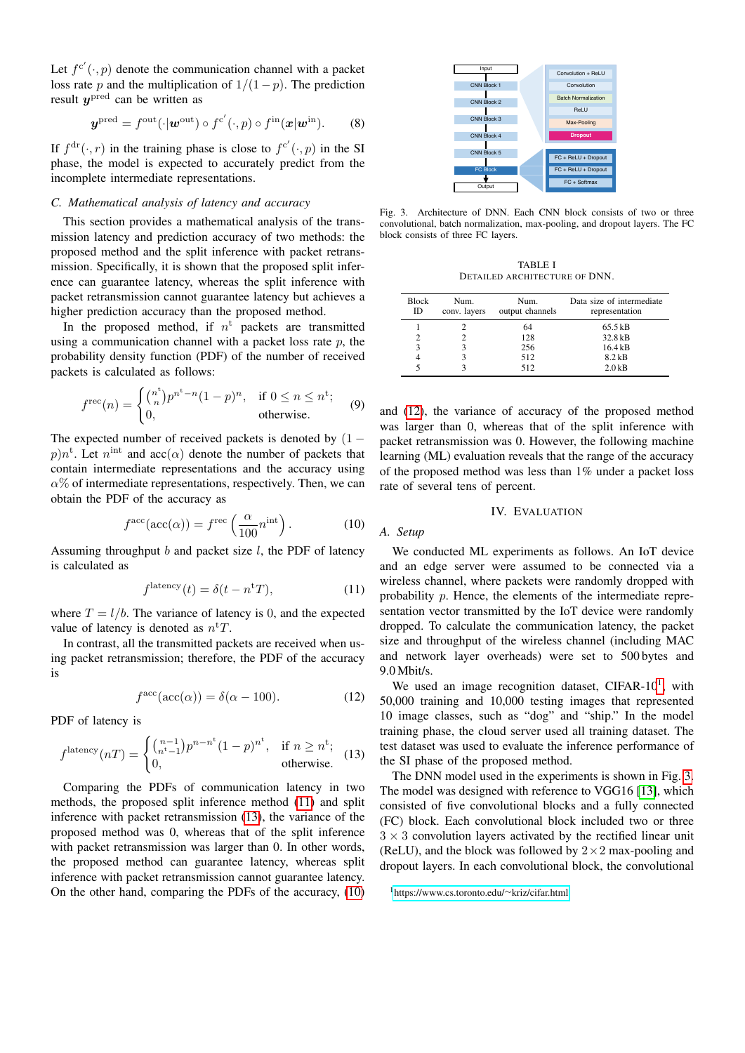Let $f^{c'}(\cdot, p)$ denote the communication channel with a packet loss rate $p$ and the multiplication of $1/(1-p)$. The prediction result $\boldsymbol{y}^{\text{pred}}$ can be written as

$$\boldsymbol{y}^{\text{pred}} = f^{\text{out}}(\cdot|\boldsymbol{w}^{\text{out}}) \circ f^{c'}(\cdot, p) \circ f^{\text{in}}(\boldsymbol{x}|\boldsymbol{w}^{\text{in}}). \tag{8}$$

If $f^{\text{dr}}(\cdot, r)$ in the training phase is close to $f^{c'}(\cdot, p)$ in the SI phase, the model is expected to accurately predict from the incomplete intermediate representations.

### C. Mathematical analysis of latency and accuracy

This section provides a mathematical analysis of the transmission latency and prediction accuracy of two methods: the proposed method and the split inference with packet retransmission. Specifically, it is shown that the proposed split inference can guarantee latency, whereas the split inference with packet retransmission cannot guarantee latency but achieves a higher prediction accuracy than the proposed method.

In the proposed method, if $n^{\text{t}}$ packets are transmitted using a communication channel with a packet loss rate $p$, the probability density function (PDF) of the number of received packets is calculated as follows:

$$f^{\text{rec}}(n) = \begin{cases} \binom{n^{\text{t}}}{n} p^{n^{\text{t}}-n}(1-p)^n, & \text{if } 0 \leq n \leq n^{\text{t}}; \\ 0, & \text{otherwise.} \end{cases} \tag{9}$$

The expected number of received packets is denoted by $(1-p)n^{\text{t}}$. Let $n^{\text{int}}$ and $\text{acc}(\alpha)$ denote the number of packets that contain intermediate representations and the accuracy using $\alpha\%$ of intermediate representations, respectively. Then, we can obtain the PDF of the accuracy as

$$f^{\text{acc}}(\text{acc}(\alpha)) = f^{\text{rec}}\left(\frac{\alpha}{100} n^{\text{int}}\right). \tag{10}$$

Assuming throughput $b$ and packet size $l$, the PDF of latency is calculated as

$$f^{\text{latency}}(t) = \delta(t - n^{\text{t}}T), \tag{11}$$

where $T = l/b$. The variance of latency is 0, and the expected value of latency is denoted as $n^{\text{t}}T$.

In contrast, all the transmitted packets are received when using packet retransmission; therefore, the PDF of the accuracy is

$$f^{\text{acc}}(\text{acc}(\alpha)) = \delta(\alpha - 100). \tag{12}$$

PDF of latency is

$$f^{\text{latency}}(nT) = \begin{cases} \binom{n-1}{n^{\text{t}}-1} p^{n-n^{\text{t}}}(1-p)^{n^{\text{t}}}, & \text{if } n \geq n^{\text{t}}; \\ 0, & \text{otherwise.} \end{cases} \tag{13}$$

Comparing the PDFs of communication latency in two methods, the proposed split inference method (11) and split inference with packet retransmission (13), the variance of the proposed method was 0, whereas that of the split inference with packet retransmission was larger than 0. In other words, the proposed method can guarantee latency, whereas split inference with packet retransmission cannot guarantee latency. On the other hand, comparing the PDFs of the accuracy, (10) and (12), the variance of accuracy of the proposed method was larger than 0, whereas that of the split inference with packet retransmission was 0. However, the following machine learning (ML) evaluation reveals that the range of the accuracy of the proposed method was less than 1% under a packet loss rate of several tens of percent.

Fig. 3. Architecture of DNN. Each CNN block consists of two or three convolutional, batch normalization, max-pooling, and dropout layers. The FC block consists of three FC layers.

TABLE I
DETAILED ARCHITECTURE OF DNN.

| Block ID | Num. conv. layers | Num. output channels | Data size of intermediate representation |
|---|---|---|---|
| 1 | 2 | 64 | 65.5 kB |
| 2 | 2 | 128 | 32.8 kB |
| 3 | 3 | 256 | 16.4 kB |
| 4 | 3 | 512 | 8.2 kB |
| 5 | 3 | 512 | 2.0 kB |

## IV. EVALUATION

### A. Setup

We conducted ML experiments as follows. An IoT device and an edge server were assumed to be connected via a wireless channel, where packets were randomly dropped with probability $p$. Hence, the elements of the intermediate representation vector transmitted by the IoT device were randomly dropped. To calculate the communication latency, the packet size and throughput of the wireless channel (including MAC and network layer overheads) were set to 500 bytes and 9.0 Mbit/s.

We used an image recognition dataset, CIFAR-10[1], with 50,000 training and 10,000 testing images that represented 10 image classes, such as "dog" and "ship." In the model training phase, the cloud server used all training dataset. The test dataset was used to evaluate the inference performance of the SI phase of the proposed method.

The DNN model used in the experiments is shown in Fig. 3. The model was designed with reference to VGG16 [13], which consisted of five convolutional blocks and a fully connected (FC) block. Each convolutional block included two or three $3 \times 3$ convolution layers activated by the rectified linear unit (ReLU), and the block was followed by $2 \times 2$ max-pooling and dropout layers. In each convolutional block, the convolutional

[1] https://www.cs.toronto.edu/~kriz/cifar.html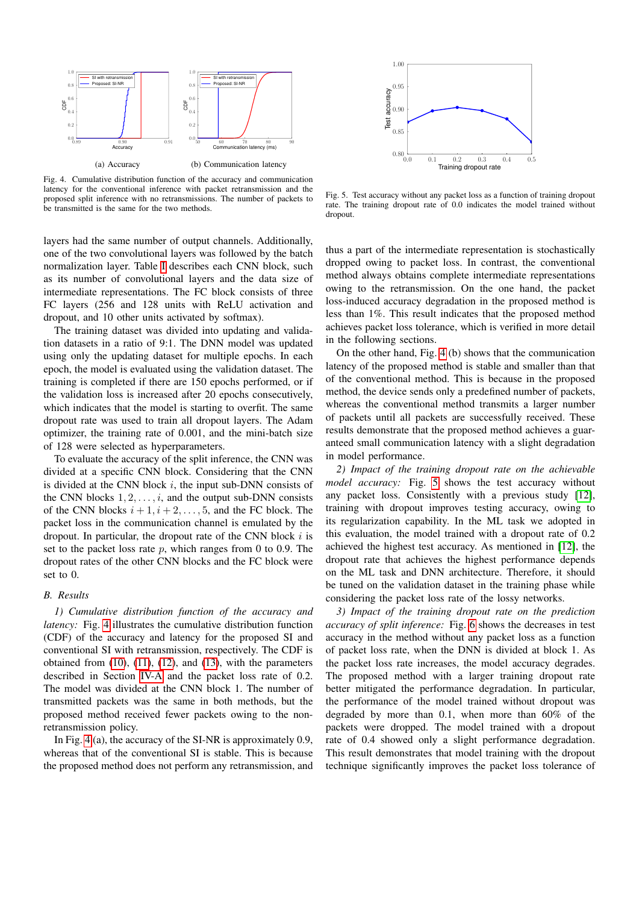(a) Accuracy

(b) Communication latency

Fig. 4. Cumulative distribution function of the accuracy and communication latency for the conventional inference with packet retransmission and the proposed split inference with no retransmissions. The number of packets to be transmitted is the same for the two methods.

Fig. 5. Test accuracy without any packet loss as a function of training dropout rate. The training dropout rate of 0.0 indicates the model trained without dropout.

layers had the same number of output channels. Additionally, one of the two convolutional layers was followed by the batch normalization layer. Table I describes each CNN block, such as its number of convolutional layers and the data size of intermediate representations. The FC block consists of three FC layers (256 and 128 units with ReLU activation and dropout, and 10 other units activated by softmax).

The training dataset was divided into updating and validation datasets in a ratio of 9:1. The DNN model was updated using only the updating dataset for multiple epochs. In each epoch, the model is evaluated using the validation dataset. The training is completed if there are 150 epochs performed, or if the validation loss is increased after 20 epochs consecutively, which indicates that the model is starting to overfit. The same dropout rate was used to train all dropout layers. The Adam optimizer, the training rate of 0.001, and the mini-batch size of 128 were selected as hyperparameters.

To evaluate the accuracy of the split inference, the CNN was divided at a specific CNN block. Considering that the CNN is divided at the CNN block $i$, the input sub-DNN consists of the CNN blocks $1, 2, \ldots, i$, and the output sub-DNN consists of the CNN blocks $i+1, i+2, \ldots, 5$, and the FC block. The packet loss in the communication channel is emulated by the dropout. In particular, the dropout rate of the CNN block $i$ is set to the packet loss rate $p$, which ranges from 0 to 0.9. The dropout rates of the other CNN blocks and the FC block were set to 0.

### B. Results

*1) Cumulative distribution function of the accuracy and latency:* Fig. 4 illustrates the cumulative distribution function (CDF) of the accuracy and latency for the proposed SI and conventional SI with retransmission, respectively. The CDF is obtained from (10), (11), (12), and (13), with the parameters described in Section IV-A and the packet loss rate of 0.2. The model was divided at the CNN block 1. The number of transmitted packets was the same in both methods, but the proposed method received fewer packets owing to the non-retransmission policy.

In Fig. 4(a), the accuracy of the SI-NR is approximately 0.9, whereas that of the conventional SI is stable. This is because the proposed method does not perform any retransmission, and thus a part of the intermediate representation is stochastically dropped owing to packet loss. In contrast, the conventional method always obtains complete intermediate representations owing to the retransmission. On the one hand, the packet loss-induced accuracy degradation in the proposed method is less than 1%. This result indicates that the proposed method achieves packet loss tolerance, which is verified in more detail in the following sections.

On the other hand, Fig. 4(b) shows that the communication latency of the proposed method is stable and smaller than that of the conventional method. This is because in the proposed method, the device sends only a predefined number of packets, whereas the conventional method transmits a larger number of packets until all packets are successfully received. These results demonstrate that the proposed method achieves a guaranteed small communication latency with a slight degradation in model performance.

*2) Impact of the training dropout rate on the achievable model accuracy:* Fig. 5 shows the test accuracy without any packet loss. Consistently with a previous study [12], training with dropout improves testing accuracy, owing to its regularization capability. In the ML task we adopted in this evaluation, the model trained with a dropout rate of 0.2 achieved the highest test accuracy. As mentioned in [12], the dropout rate that achieves the highest performance depends on the ML task and DNN architecture. Therefore, it should be tuned on the validation dataset in the training phase while considering the packet loss rate of the lossy networks.

*3) Impact of the training dropout rate on the prediction accuracy of split inference:* Fig. 6 shows the decreases in test accuracy in the method without any packet loss as a function of packet loss rate, when the DNN is divided at block 1. As the packet loss rate increases, the model accuracy degrades. The proposed method with a larger training dropout rate better mitigated the performance degradation. In particular, the performance of the model trained without dropout was degraded by more than 0.1, when more than 60% of the packets were dropped. The model trained with a dropout rate of 0.4 showed only a slight performance degradation. This result demonstrates that model training with the dropout technique significantly improves the packet loss tolerance of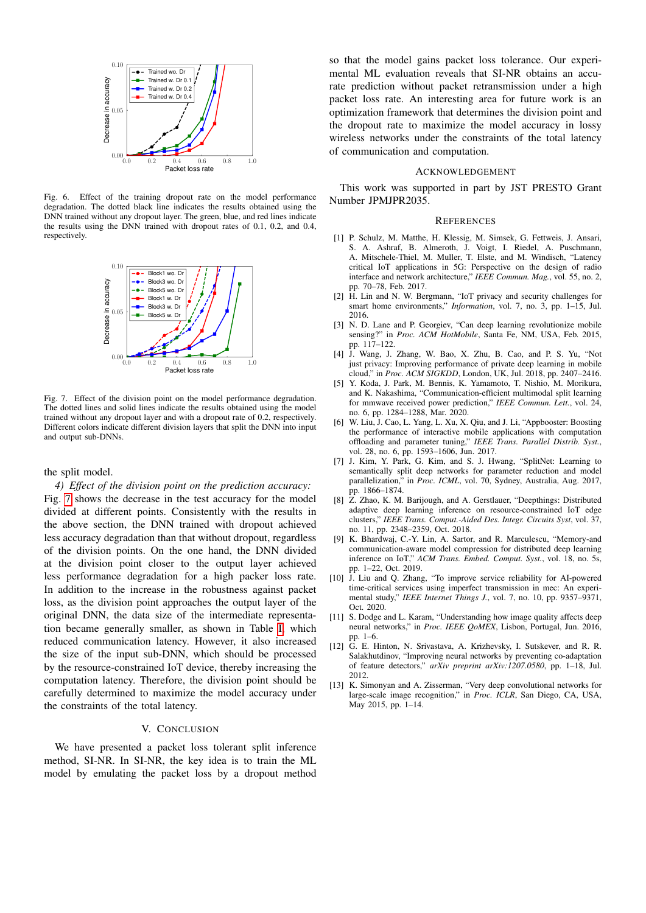0.10

Trained wo. Dr
Trained w. Dr 0.1
Trained w. Dr 0.2
Trained w. Dr 0.4

Decrease in accuracy

0.05

0.00

0.0 0.2 0.4 0.6 0.8 1.0

Packet loss rate

Fig. 6. Effect of the training dropout rate on the model performance degradation. The dotted black line indicates the results obtained using the DNN trained without any dropout layer. The green, blue, and red lines indicate the results using the DNN trained with dropout rates of 0.1, 0.2, and 0.4, respectively.

0.10

Block1 wo. Dr
Block3 wo. Dr
Block5 wo. Dr
Block1 w. Dr
Block3 w. Dr
Block5 w. Dr

Decrease in accuracy

0.05

0.00

0.0 0.2 0.4 0.6 0.8 1.0

Packet loss rate

Fig. 7. Effect of the division point on the model performance degradation. The dotted lines and solid lines indicate the results obtained using the model trained without any dropout layer and with a dropout rate of 0.2, respectively. Different colors indicate different division layers that split the DNN into input and output sub-DNNs.

the split model.

*4) Effect of the division point on the prediction accuracy:* Fig. 7 shows the decrease in the test accuracy for the model divided at different points. Consistently with the results in the above section, the DNN trained with dropout achieved less accuracy degradation than that without dropout, regardless of the division points. On the one hand, the DNN divided at the division point closer to the output layer achieved less performance degradation for a high packer loss rate. In addition to the increase in the robustness against packet loss, as the division point approaches the output layer of the original DNN, the data size of the intermediate representation became generally smaller, as shown in Table I, which reduced communication latency. However, it also increased the size of the input sub-DNN, which should be processed by the resource-constrained IoT device, thereby increasing the computation latency. Therefore, the division point should be carefully determined to maximize the model accuracy under the constraints of the total latency.

## V. Conclusion

We have presented a packet loss tolerant split inference method, SI-NR. In SI-NR, the key idea is to train the ML model by emulating the packet loss by a dropout method so that the model gains packet loss tolerance. Our experimental ML evaluation reveals that SI-NR obtains an accurate prediction without packet retransmission under a high packet loss rate. An interesting area for future work is an optimization framework that determines the division point and the dropout rate to maximize the model accuracy in lossy wireless networks under the constraints of the total latency of communication and computation.

## Acknowledgement

This work was supported in part by JST PRESTO Grant Number JPMJPR2035.

## References

[1] P. Schulz, M. Matthe, H. Klessig, M. Simsek, G. Fettweis, J. Ansari, S. A. Ashraf, B. Almeroth, J. Voigt, I. Riedel, A. Puschmann, A. Mitschele-Thiel, M. Muller, T. Elste, and M. Windisch, "Latency critical IoT applications in 5G: Perspective on the design of radio interface and network architecture," *IEEE Commun. Mag.*, vol. 55, no. 2, pp. 70–78, Feb. 2017.

[2] H. Lin and N. W. Bergmann, "IoT privacy and security challenges for smart home environments," *Information*, vol. 7, no. 3, pp. 1–15, Jul. 2016.

[3] N. D. Lane and P. Georgiev, "Can deep learning revolutionize mobile sensing?" in *Proc. ACM HotMobile*, Santa Fe, NM, USA, Feb. 2015, pp. 117–122.

[4] J. Wang, J. Zhang, W. Bao, X. Zhu, B. Cao, and P. S. Yu, "Not just privacy: Improving performance of private deep learning in mobile cloud," in *Proc. ACM SIGKDD*, London, UK, Jul. 2018, pp. 2407–2416.

[5] Y. Koda, J. Park, M. Bennis, K. Yamamoto, T. Nishio, M. Morikura, and K. Nakashima, "Communication-efficient multimodal split learning for mmwave received power prediction," *IEEE Commun. Lett.*, vol. 24, no. 6, pp. 1284–1288, Mar. 2020.

[6] W. Liu, J. Cao, L. Yang, L. Xu, X. Qiu, and J. Li, "Appbooster: Boosting the performance of interactive mobile applications with computation offloading and parameter tuning," *IEEE Trans. Parallel Distrib. Syst.*, vol. 28, no. 6, pp. 1593–1606, Jun. 2017.

[7] J. Kim, Y. Park, G. Kim, and S. J. Hwang, "SplitNet: Learning to semantically split deep networks for parameter reduction and model parallelization," in *Proc. ICML*, vol. 70, Sydney, Australia, Aug. 2017, pp. 1866–1874.

[8] Z. Zhao, K. M. Barijough, and A. Gerstlauer, "Deepthings: Distributed adaptive deep learning inference on resource-constrained IoT edge clusters," *IEEE Trans. Comput.-Aided Des. Integr. Circuits Syst*, vol. 37, no. 11, pp. 2348–2359, Oct. 2018.

[9] K. Bhardwaj, C.-Y. Lin, A. Sartor, and R. Marculescu, "Memory-and communication-aware model compression for distributed deep learning inference on IoT," *ACM Trans. Embed. Comput. Syst.*, vol. 18, no. 5s, pp. 1–22, Oct. 2019.

[10] J. Liu and Q. Zhang, "To improve service reliability for AI-powered time-critical services using imperfect transmission in mec: An experimental study," *IEEE Internet Things J.*, vol. 7, no. 10, pp. 9357–9371, Oct. 2020.

[11] S. Dodge and L. Karam, "Understanding how image quality affects deep neural networks," in *Proc. IEEE QoMEX*, Lisbon, Portugal, Jun. 2016, pp. 1–6.

[12] G. E. Hinton, N. Srivastava, A. Krizhevsky, I. Sutskever, and R. R. Salakhutdinov, "Improving neural networks by preventing co-adaptation of feature detectors," *arXiv preprint arXiv:1207.0580*, pp. 1–18, Jul. 2012.

[13] K. Simonyan and A. Zisserman, "Very deep convolutional networks for large-scale image recognition," in *Proc. ICLR*, San Diego, CA, USA, May 2015, pp. 1–14.